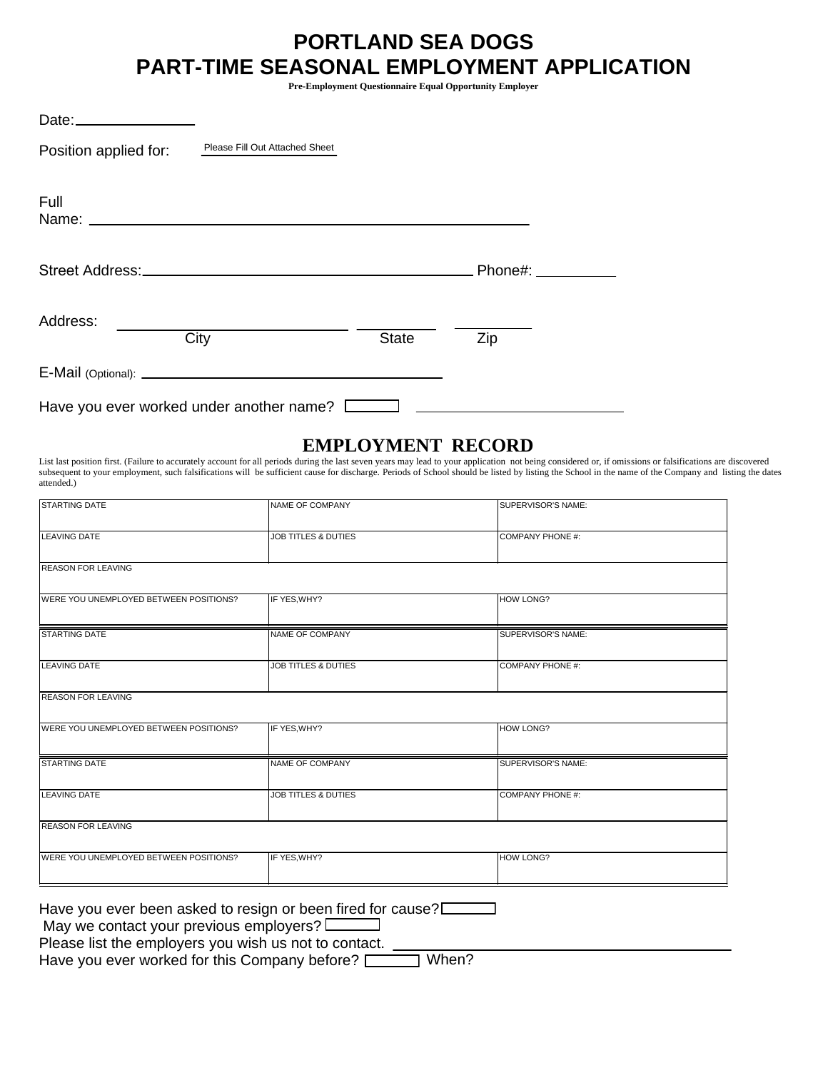# PORTLAND SEA DOGS
# PART-TIME SEASONAL EMPLOYMENT APPLICATION

**Pre-Employment Questionnaire Equal Opportunity Employer**

Date: ______________

Position applied for: Please Fill Out Attached Sheet

Full Name: ____________________________________________

Street Address: ____________________________________ Phone#: __________

Address: ____________________ ________ ________
City State Zip

E-Mail (Optional): ______________________________

Have you ever worked under another name? [ ] ______________________

## EMPLOYMENT RECORD

List last position first. (Failure to accurately account for all periods during the last seven years may lead to your application not being considered or, if omissions or falsifications are discovered subsequent to your employment, such falsifications will be sufficient cause for discharge. Periods of School should be listed by listing the School in the name of the Company and listing the dates attended.)

| STARTING DATE | NAME OF COMPANY | SUPERVISOR'S NAME: |
|---|---|---|
| LEAVING DATE | JOB TITLES & DUTIES | COMPANY PHONE #: |
| REASON FOR LEAVING | | |
| WERE YOU UNEMPLOYED BETWEEN POSITIONS? | IF YES,WHY? | HOW LONG? |

| STARTING DATE | NAME OF COMPANY | SUPERVISOR'S NAME: |
|---|---|---|
| LEAVING DATE | JOB TITLES & DUTIES | COMPANY PHONE #: |
| REASON FOR LEAVING | | |
| WERE YOU UNEMPLOYED BETWEEN POSITIONS? | IF YES,WHY? | HOW LONG? |

| STARTING DATE | NAME OF COMPANY | SUPERVISOR'S NAME: |
|---|---|---|
| LEAVING DATE | JOB TITLES & DUTIES | COMPANY PHONE #: |
| REASON FOR LEAVING | | |
| WERE YOU UNEMPLOYED BETWEEN POSITIONS? | IF YES,WHY? | HOW LONG? |

Have you ever been asked to resign or been fired for cause? [ ]
May we contact your previous employers? [ ]
Please list the employers you wish us not to contact. ______________________________
Have you ever worked for this Company before? [ ] When?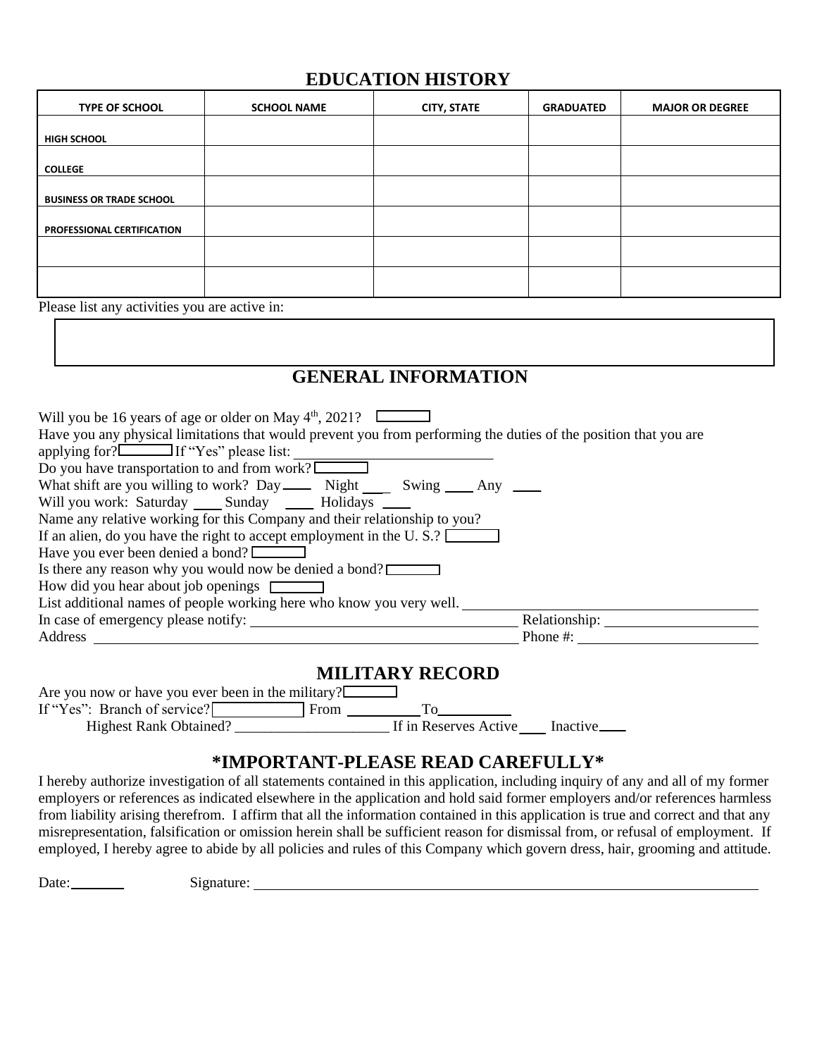## EDUCATION HISTORY

| TYPE OF SCHOOL | SCHOOL NAME | CITY, STATE | GRADUATED | MAJOR OR DEGREE |
|---|---|---|---|---|
| HIGH SCHOOL | | | | |
| COLLEGE | | | | |
| BUSINESS OR TRADE SCHOOL | | | | |
| PROFESSIONAL CERTIFICATION | | | | |
| | | | | |
| | | | | |

Please list any activities you are active in:

## GENERAL INFORMATION

Will you be 16 years of age or older on May 4th, 2021?

Have you any physical limitations that would prevent you from performing the duties of the position that you are applying for? If "Yes" please list: ____________

Do you have transportation to and from work?

What shift are you willing to work? Day ____ Night ____ Swing ____ Any ____

Will you work: Saturday ____ Sunday ____ Holidays ____

Name any relative working for this Company and their relationship to you?

If an alien, do you have the right to accept employment in the U. S.?

Have you ever been denied a bond?

Is there any reason why you would now be denied a bond?

How did you hear about job openings

List additional names of people working here who know you very well. ____________

In case of emergency please notify: ____________ Relationship: ____________

Address ____________ Phone #: ____________

## MILITARY RECORD

Are you now or have you ever been in the military?

If "Yes": Branch of service? ____________ From ____________ To____________

Highest Rank Obtained? ____________ If in Reserves Active____ Inactive____

## *IMPORTANT-PLEASE READ CAREFULLY*

I hereby authorize investigation of all statements contained in this application, including inquiry of any and all of my former employers or references as indicated elsewhere in the application and hold said former employers and/or references harmless from liability arising therefrom. I affirm that all the information contained in this application is true and correct and that any misrepresentation, falsification or omission herein shall be sufficient reason for dismissal from, or refusal of employment. If employed, I hereby agree to abide by all policies and rules of this Company which govern dress, hair, grooming and attitude.

Date:________ Signature: ____________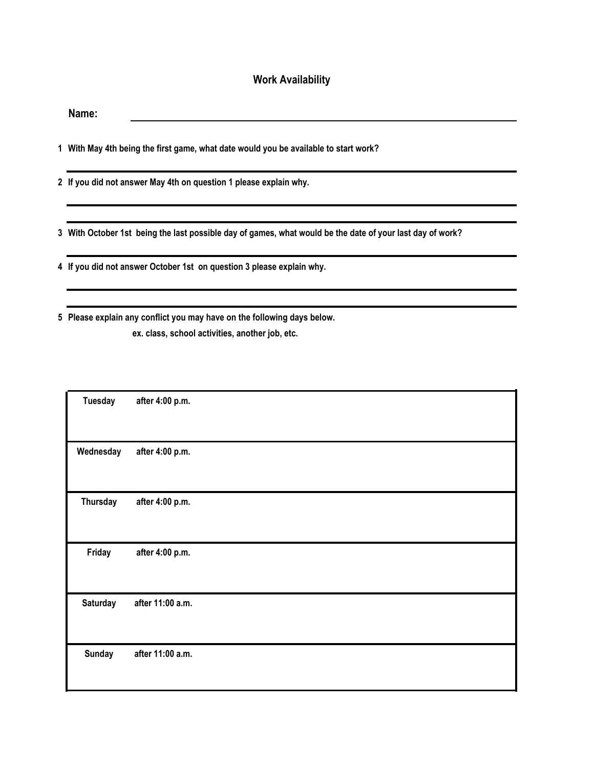# Work Availability

**Name:** ______________________________

1. **With May 4th being the first game, what date would you be available to start work?**

___

2. **If you did not answer May 4th on question 1 please explain why.**

___

___

3. **With October 1st being the last possible day of games, what would be the date of your last day of work?**

___

4. **If you did not answer October 1st on question 3 please explain why.**

___

___

5. **Please explain any conflict you may have on the following days below.**
   **ex. class, school activities, another job, etc.**

| | | |
|---|---|---|
| **Tuesday** | **after 4:00 p.m.** | |
| **Wednesday** | **after 4:00 p.m.** | |
| **Thursday** | **after 4:00 p.m.** | |
| **Friday** | **after 4:00 p.m.** | |
| **Saturday** | **after 11:00 a.m.** | |
| **Sunday** | **after 11:00 a.m.** | |